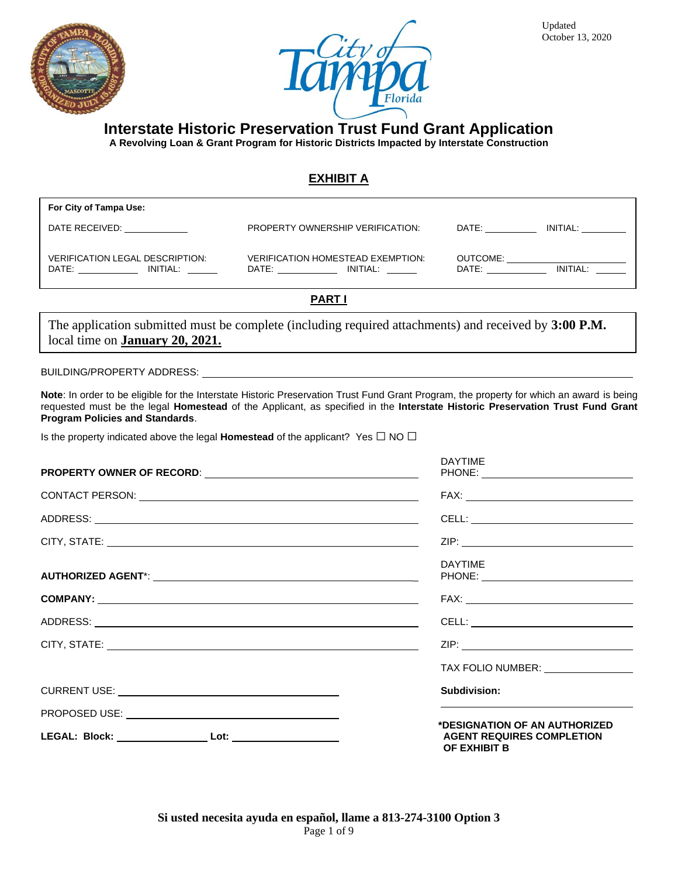Updated
October 13, 2020

# Interstate Historic Preservation Trust Fund Grant Application

**A Revolving Loan & Grant Program for Historic Districts Impacted by Interstate Construction**

## EXHIBIT A

| **For City of Tampa Use:** | | |
|---|---|---|
| DATE RECEIVED: ____________ | PROPERTY OWNERSHIP VERIFICATION: | DATE: __________ INITIAL: ________ |
| VERIFICATION LEGAL DESCRIPTION: DATE: ___________ INITIAL: ______ | VERIFICATION HOMESTEAD EXEMPTION: DATE: ___________ INITIAL: ______ | OUTCOME: ____________________ DATE: ___________ INITIAL: ______ |

## PART I

The application submitted must be complete (including required attachments) and received by **3:00 P.M.** local time on **January 20, 2021.**

BUILDING/PROPERTY ADDRESS: ________________________________________________

**Note**: In order to be eligible for the Interstate Historic Preservation Trust Fund Grant Program, the property for which an award is being requested must be the legal **Homestead** of the Applicant, as specified in the **Interstate Historic Preservation Trust Fund Grant Program Policies and Standards**.

Is the property indicated above the legal **Homestead** of the applicant? Yes ☐ NO ☐

**PROPERTY OWNER OF RECORD**: ______________________________ DAYTIME PHONE: ____________________

CONTACT PERSON: ______________________________ FAX: ____________________

ADDRESS: ______________________________ CELL: ____________________

CITY, STATE: ______________________________ ZIP: ____________________

**AUTHORIZED AGENT***: ______________________________ DAYTIME PHONE: ____________________

**COMPANY:** ______________________________ FAX: ____________________

ADDRESS: ______________________________ CELL: ____________________

CITY, STATE: ______________________________ ZIP: ____________________

TAX FOLIO NUMBER: ____________________

CURRENT USE: ______________________________ **Subdivision:** ____________________

PROPOSED USE: ______________________________

**LEGAL: Block:** ______________ **Lot:** ______________

***DESIGNATION OF AN AUTHORIZED AGENT REQUIRES COMPLETION OF EXHIBIT B**

**Si usted necesita ayuda en español, llame a 813-274-3100 Option 3**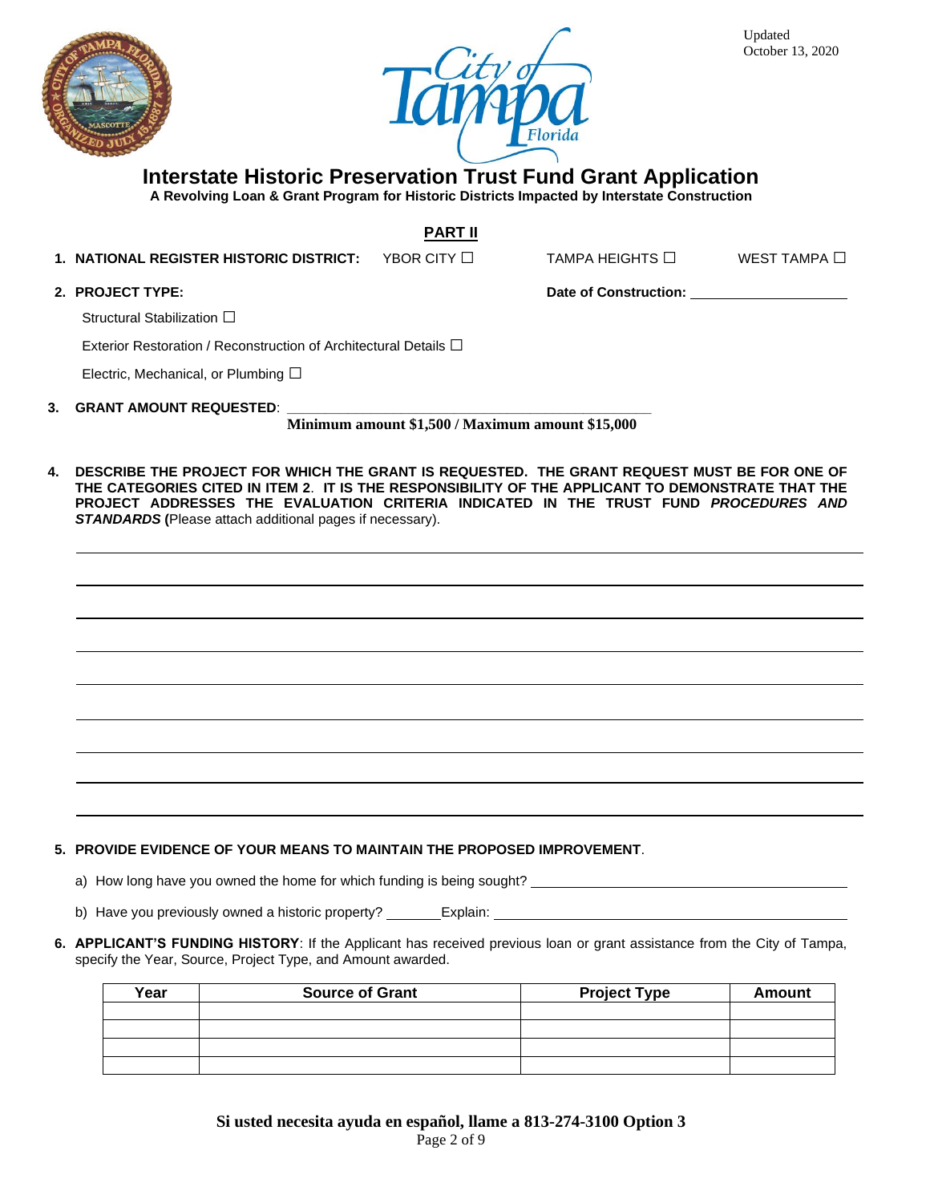Updated
October 13, 2020

# Interstate Historic Preservation Trust Fund Grant Application

**A Revolving Loan & Grant Program for Historic Districts Impacted by Interstate Construction**

## PART II

1. **NATIONAL REGISTER HISTORIC DISTRICT:** YBOR CITY ☐ TAMPA HEIGHTS ☐ WEST TAMPA ☐

2. **PROJECT TYPE:** **Date of Construction:** ____________________

   Structural Stabilization ☐

   Exterior Restoration / Reconstruction of Architectural Details ☐

   Electric, Mechanical, or Plumbing ☐

3. **GRANT AMOUNT REQUESTED**: ____________________________________________

   **Minimum amount $1,500 / Maximum amount $15,000**

4. **DESCRIBE THE PROJECT FOR WHICH THE GRANT IS REQUESTED. THE GRANT REQUEST MUST BE FOR ONE OF THE CATEGORIES CITED IN ITEM 2. IT IS THE RESPONSIBILITY OF THE APPLICANT TO DEMONSTRATE THAT THE PROJECT ADDRESSES THE EVALUATION CRITERIA INDICATED IN THE TRUST FUND *PROCEDURES AND STANDARDS* (**Please attach additional pages if necessary).

   ______________________________________________________________________________

   ______________________________________________________________________________

   ______________________________________________________________________________

   ______________________________________________________________________________

   ______________________________________________________________________________

   ______________________________________________________________________________

   ______________________________________________________________________________

   ______________________________________________________________________________

   ______________________________________________________________________________

5. **PROVIDE EVIDENCE OF YOUR MEANS TO MAINTAIN THE PROPOSED IMPROVEMENT**.

   a) How long have you owned the home for which funding is being sought? ____________________

   b) Have you previously owned a historic property? _______ Explain: ____________________

6. **APPLICANT'S FUNDING HISTORY**: If the Applicant has received previous loan or grant assistance from the City of Tampa, specify the Year, Source, Project Type, and Amount awarded.

| Year | Source of Grant | Project Type | Amount |
|---|---|---|---|
| | | | |
| | | | |
| | | | |
| | | | |

**Si usted necesita ayuda en español, llame a 813-274-3100 Option 3**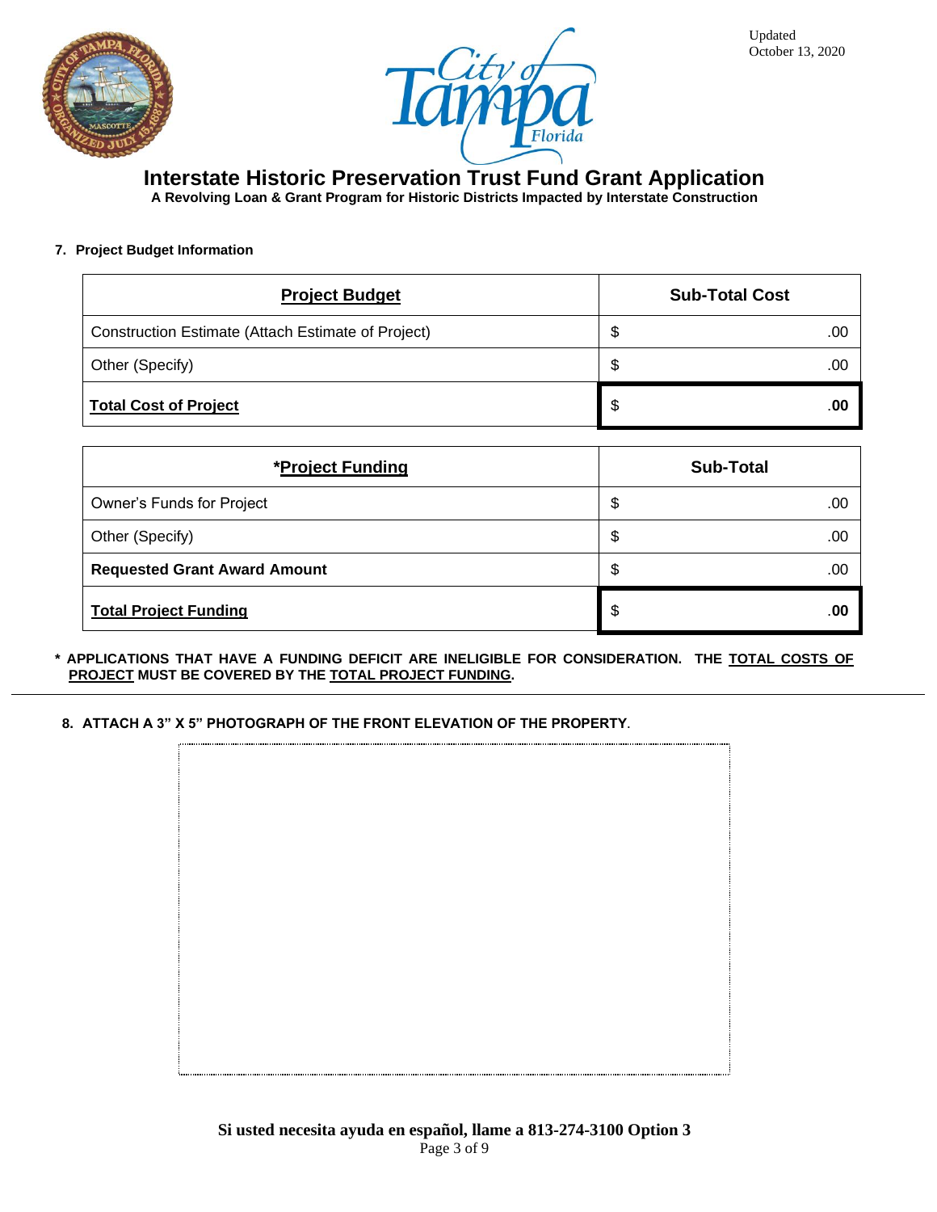Updated
October 13, 2020

# Interstate Historic Preservation Trust Fund Grant Application

**A Revolving Loan & Grant Program for Historic Districts Impacted by Interstate Construction**

**7. Project Budget Information**

| **Project Budget** | **Sub-Total Cost** |
|---|---|
| Construction Estimate (Attach Estimate of Project) | $ .00 |
| Other (Specify) | $ .00 |
| **Total Cost of Project** | **$ .00** |

| ***Project Funding** | **Sub-Total** |
|---|---|
| Owner's Funds for Project | $ .00 |
| Other (Specify) | $ .00 |
| **Requested Grant Award Amount** | $ .00 |
| **Total Project Funding** | **$ .00** |

**\* APPLICATIONS THAT HAVE A FUNDING DEFICIT ARE INELIGIBLE FOR CONSIDERATION. THE TOTAL COSTS OF PROJECT MUST BE COVERED BY THE TOTAL PROJECT FUNDING.**

---

**8. ATTACH A 3" X 5" PHOTOGRAPH OF THE FRONT ELEVATION OF THE PROPERTY**.

**Si usted necesita ayuda en español, llame a 813-274-3100 Option 3**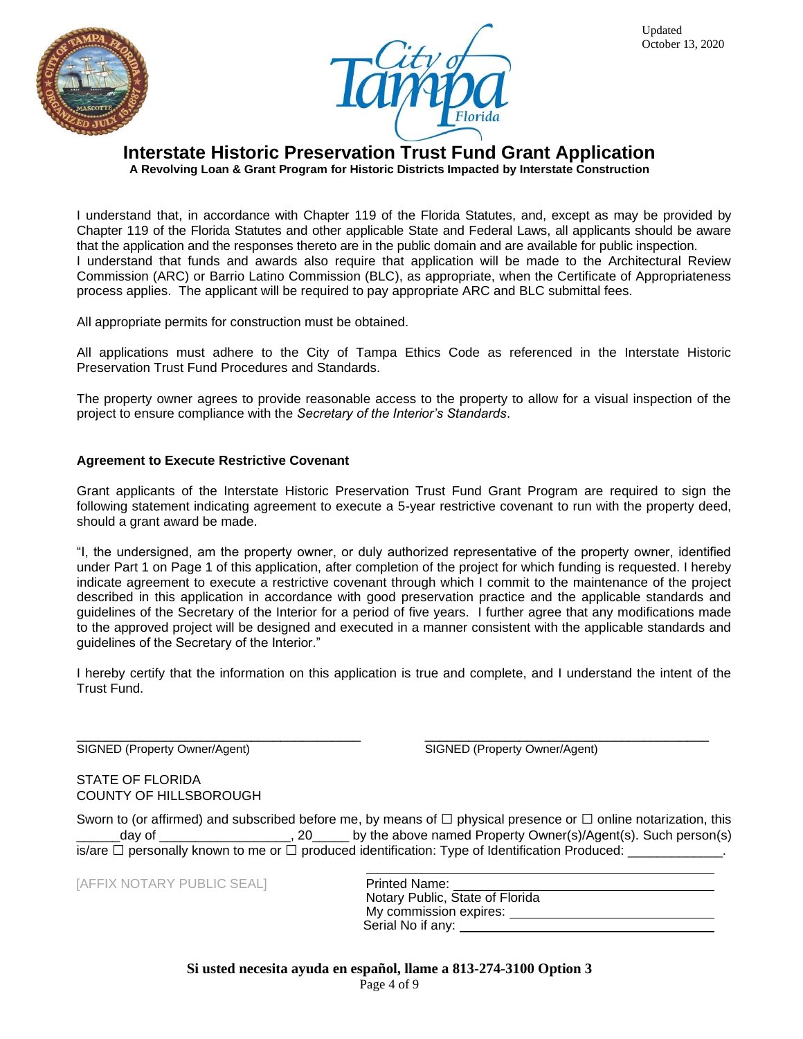# Interstate Historic Preservation Trust Fund Grant Application

**A Revolving Loan & Grant Program for Historic Districts Impacted by Interstate Construction**

I understand that, in accordance with Chapter 119 of the Florida Statutes, and, except as may be provided by Chapter 119 of the Florida Statutes and other applicable State and Federal Laws, all applicants should be aware that the application and the responses thereto are in the public domain and are available for public inspection.
I understand that funds and awards also require that application will be made to the Architectural Review Commission (ARC) or Barrio Latino Commission (BLC), as appropriate, when the Certificate of Appropriateness process applies. The applicant will be required to pay appropriate ARC and BLC submittal fees.

All appropriate permits for construction must be obtained.

All applications must adhere to the City of Tampa Ethics Code as referenced in the Interstate Historic Preservation Trust Fund Procedures and Standards.

The property owner agrees to provide reasonable access to the property to allow for a visual inspection of the project to ensure compliance with the *Secretary of the Interior's Standards*.

### Agreement to Execute Restrictive Covenant

Grant applicants of the Interstate Historic Preservation Trust Fund Grant Program are required to sign the following statement indicating agreement to execute a 5-year restrictive covenant to run with the property deed, should a grant award be made.

"I, the undersigned, am the property owner, or duly authorized representative of the property owner, identified under Part 1 on Page 1 of this application, after completion of the project for which funding is requested. I hereby indicate agreement to execute a restrictive covenant through which I commit to the maintenance of the project described in this application in accordance with good preservation practice and the applicable standards and guidelines of the Secretary of the Interior for a period of five years. I further agree that any modifications made to the approved project will be designed and executed in a manner consistent with the applicable standards and guidelines of the Secretary of the Interior."

I hereby certify that the information on this application is true and complete, and I understand the intent of the Trust Fund.

\_\_\_\_\_\_\_\_\_\_\_\_\_\_\_\_\_\_\_\_\_\_\_\_\_\_\_\_\_\_\_\_\_\_\_\_\_\_\_\_
SIGNED (Property Owner/Agent)

\_\_\_\_\_\_\_\_\_\_\_\_\_\_\_\_\_\_\_\_\_\_\_\_\_\_\_\_\_\_\_\_\_\_\_\_\_\_\_\_
SIGNED (Property Owner/Agent)

STATE OF FLORIDA
COUNTY OF HILLSBOROUGH

Sworn to (or affirmed) and subscribed before me, by means of ☐ physical presence or ☐ online notarization, this \_\_\_\_\_\_day of \_\_\_\_\_\_\_\_\_\_\_\_\_\_\_\_\_\_, 20\_\_\_\_\_ by the above named Property Owner(s)/Agent(s). Such person(s) is/are ☐ personally known to me or ☐ produced identification: Type of Identification Produced: \_\_\_\_\_\_\_\_\_\_\_\_\_.

[AFFIX NOTARY PUBLIC SEAL]

\_\_\_\_\_\_\_\_\_\_\_\_\_\_\_\_\_\_\_\_\_\_\_\_\_\_\_\_\_\_\_\_\_\_\_\_\_\_\_\_
Printed Name: \_\_\_\_\_\_\_\_\_\_\_\_\_\_\_\_\_\_\_\_\_\_\_\_\_\_\_\_
Notary Public, State of Florida
My commission expires: \_\_\_\_\_\_\_\_\_\_\_\_\_\_\_\_\_\_\_\_
Serial No if any: \_\_\_\_\_\_\_\_\_\_\_\_\_\_\_\_\_\_\_\_\_\_\_\_\_\_\_

**Si usted necesita ayuda en español, llame a 813-274-3100 Option 3**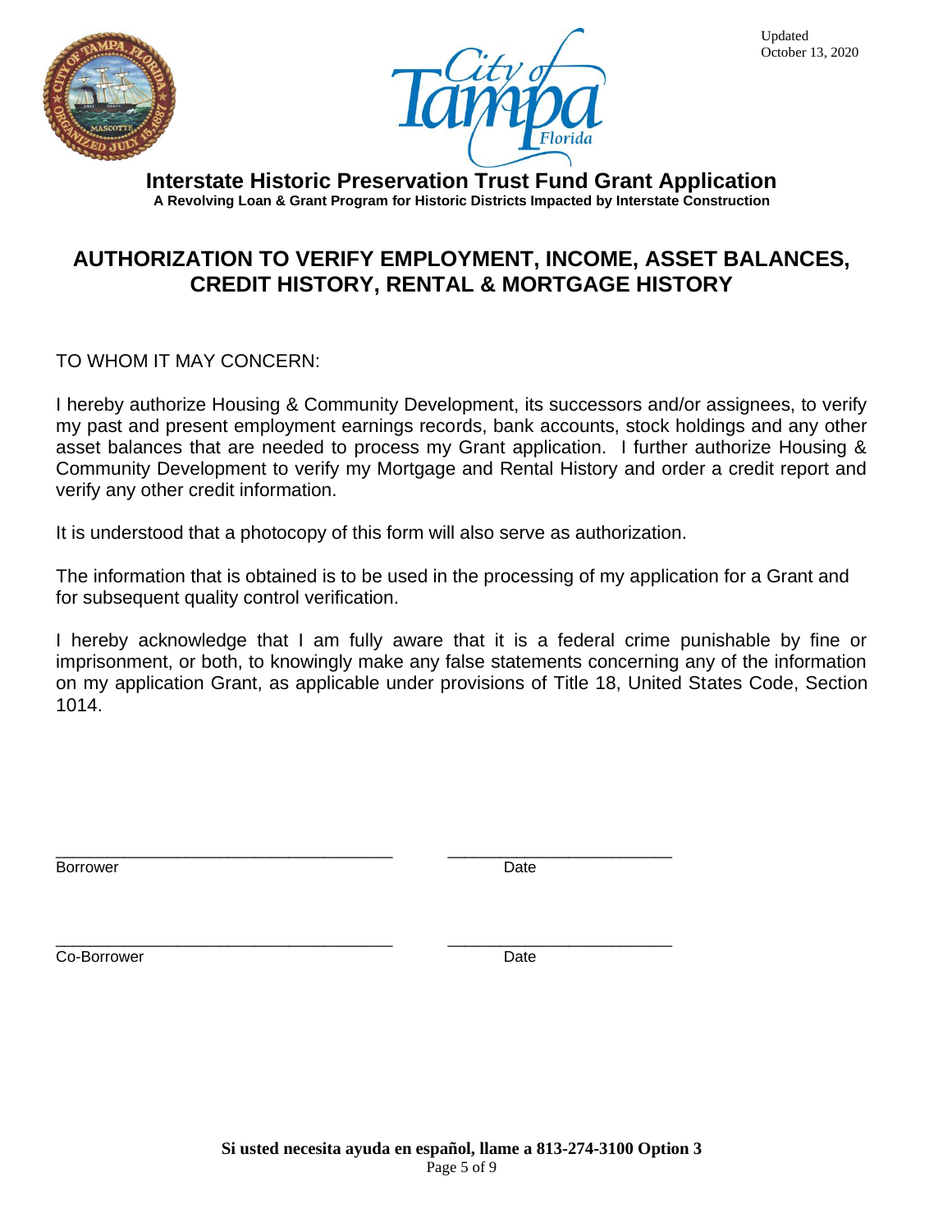Updated
October 13, 2020

# Interstate Historic Preservation Trust Fund Grant Application

**A Revolving Loan & Grant Program for Historic Districts Impacted by Interstate Construction**

## AUTHORIZATION TO VERIFY EMPLOYMENT, INCOME, ASSET BALANCES, CREDIT HISTORY, RENTAL & MORTGAGE HISTORY

TO WHOM IT MAY CONCERN:

I hereby authorize Housing & Community Development, its successors and/or assignees, to verify my past and present employment earnings records, bank accounts, stock holdings and any other asset balances that are needed to process my Grant application. I further authorize Housing & Community Development to verify my Mortgage and Rental History and order a credit report and verify any other credit information.

It is understood that a photocopy of this form will also serve as authorization.

The information that is obtained is to be used in the processing of my application for a Grant and for subsequent quality control verification.

I hereby acknowledge that I am fully aware that it is a federal crime punishable by fine or imprisonment, or both, to knowingly make any false statements concerning any of the information on my application Grant, as applicable under provisions of Title 18, United States Code, Section 1014.

_____________________________________ _________________________
Borrower Date

_____________________________________ _________________________
Co-Borrower Date

**Si usted necesita ayuda en español, llame a 813-274-3100 Option 3**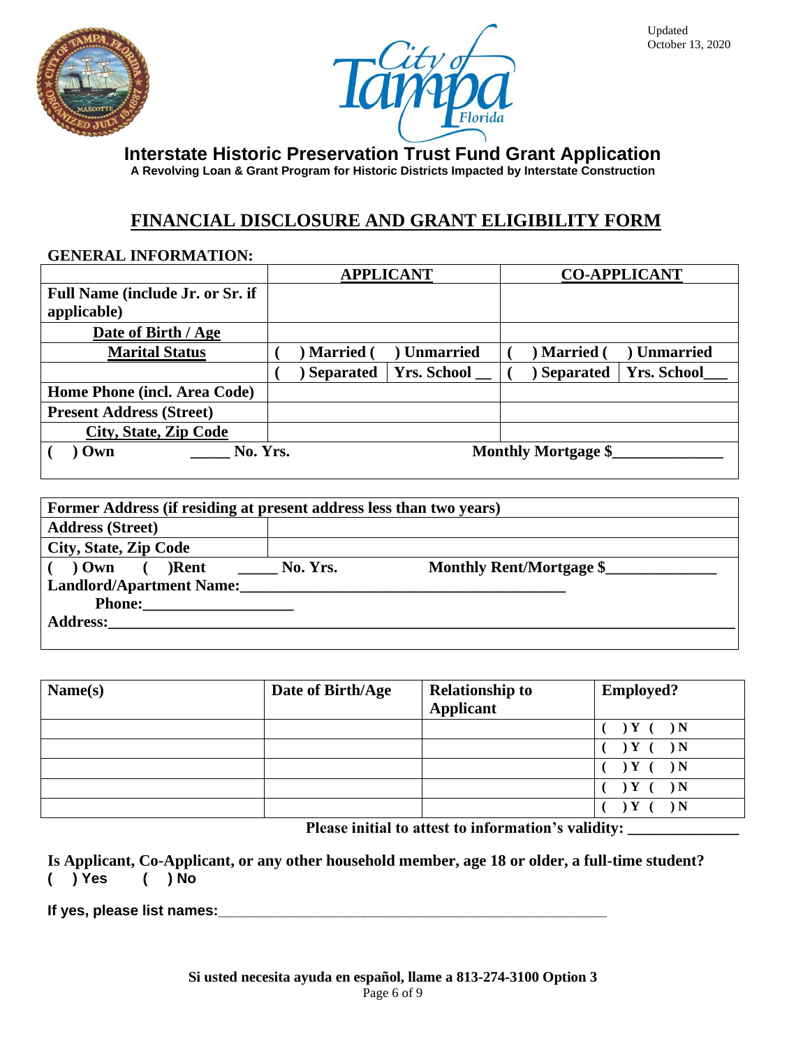Updated
October 13, 2020

# Interstate Historic Preservation Trust Fund Grant Application

**A Revolving Loan & Grant Program for Historic Districts Impacted by Interstate Construction**

## FINANCIAL DISCLOSURE AND GRANT ELIGIBILITY FORM

**GENERAL INFORMATION:**

| | APPLICANT | | CO-APPLICANT | |
|---|---|---|---|---|
| **Full Name (include Jr. or Sr. if applicable)** | | | | |
| **Date of Birth / Age** | | | | |
| **Marital Status** | ( ) Married | ( ) Unmarried | ( ) Married | ( ) Unmarried |
| | ( ) Separated | Yrs. School __ | ( ) Separated | Yrs. School___ |
| **Home Phone (incl. Area Code)** | | | | |
| **Present Address (Street)** | | | | |
| **City, State, Zip Code** | | | | |
| ( ) Own _____ No. Yrs. | | Monthly Mortgage $_____________ | | |

| Former Address (if residing at present address less than two years) | |
|---|---|
| **Address (Street)** | |
| **City, State, Zip Code** | |

( ) Own ( )Rent _____ No. Yrs. **Monthly Rent/Mortgage $_____________**

**Landlord/Apartment Name:__________________________________________**

**Phone:__________________**

**Address:_________________________________________________________________________________**

| Name(s) | Date of Birth/Age | Relationship to Applicant | Employed? |
|---|---|---|---|
| | | | ( ) Y ( ) N |
| | | | ( ) Y ( ) N |
| | | | ( ) Y ( ) N |
| | | | ( ) Y ( ) N |
| | | | ( ) Y ( ) N |

**Please initial to attest to information's validity: ______________**

**Is Applicant, Co-Applicant, or any other household member, age 18 or older, a full-time student?**
**( ) Yes ( ) No**

**If yes, please list names:**___________________________________________________

**Si usted necesita ayuda en español, llame a 813-274-3100 Option 3**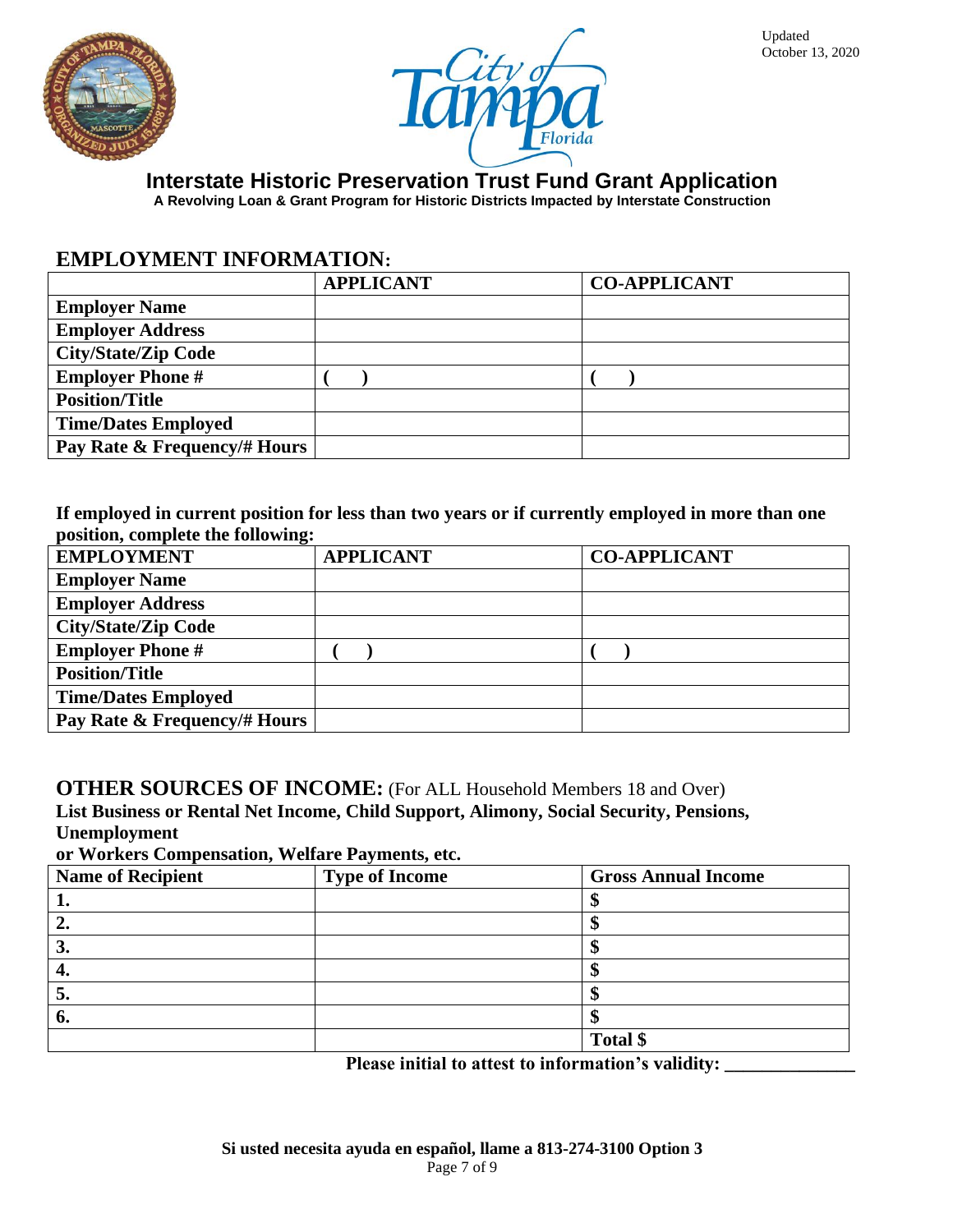# Interstate Historic Preservation Trust Fund Grant Application

**A Revolving Loan & Grant Program for Historic Districts Impacted by Interstate Construction**

Updated October 13, 2020

## EMPLOYMENT INFORMATION:

| | APPLICANT | CO-APPLICANT |
|---|---|---|
| **Employer Name** | | |
| **Employer Address** | | |
| **City/State/Zip Code** | | |
| **Employer Phone #** | ( ) | ( ) |
| **Position/Title** | | |
| **Time/Dates Employed** | | |
| **Pay Rate & Frequency/# Hours** | | |

**If employed in current position for less than two years or if currently employed in more than one position, complete the following:**

| EMPLOYMENT | APPLICANT | CO-APPLICANT |
|---|---|---|
| **Employer Name** | | |
| **Employer Address** | | |
| **City/State/Zip Code** | | |
| **Employer Phone #** | ( ) | ( ) |
| **Position/Title** | | |
| **Time/Dates Employed** | | |
| **Pay Rate & Frequency/# Hours** | | |

## OTHER SOURCES OF INCOME: (For ALL Household Members 18 and Over)

**List Business or Rental Net Income, Child Support, Alimony, Social Security, Pensions, Unemployment or Workers Compensation, Welfare Payments, etc.**

| Name of Recipient | Type of Income | Gross Annual Income |
|---|---|---|
| 1. | | $ |
| 2. | | $ |
| 3. | | $ |
| 4. | | $ |
| 5. | | $ |
| 6. | | $ |
| | | Total $ |

**Please initial to attest to information's validity: ______________**

**Si usted necesita ayuda en español, llame a 813-274-3100 Option 3**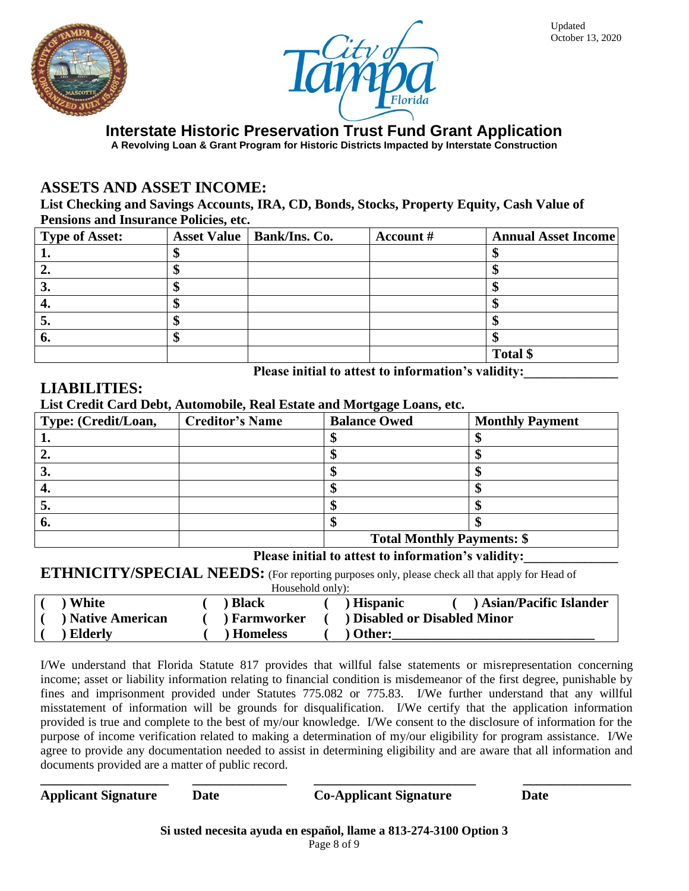Updated
October 13, 2020

# Interstate Historic Preservation Trust Fund Grant Application

**A Revolving Loan & Grant Program for Historic Districts Impacted by Interstate Construction**

## ASSETS AND ASSET INCOME:

**List Checking and Savings Accounts, IRA, CD, Bonds, Stocks, Property Equity, Cash Value of Pensions and Insurance Policies, etc.**

| Type of Asset: | Asset Value | Bank/Ins. Co. | Account # | Annual Asset Income |
|---|---|---|---|---|
| 1. | $ | | | $ |
| 2. | $ | | | $ |
| 3. | $ | | | $ |
| 4. | $ | | | $ |
| 5. | $ | | | $ |
| 6. | $ | | | $ |
| | | | | Total $ |

**Please initial to attest to information's validity:______________**

## LIABILITIES:

**List Credit Card Debt, Automobile, Real Estate and Mortgage Loans, etc.**

| Type: (Credit/Loan, | Creditor's Name | Balance Owed | Monthly Payment |
|---|---|---|---|
| 1. | | $ | $ |
| 2. | | $ | $ |
| 3. | | $ | $ |
| 4. | | $ | $ |
| 5. | | $ | $ |
| 6. | | $ | $ |
| | | Total Monthly Payments: $ | |

**Please initial to attest to information's validity:______________**

## ETHNICITY/SPECIAL NEEDS: (For reporting purposes only, please check all that apply for Head of Household only):

| | | | |
|---|---|---|---|
| ( ) White | ( ) Black | ( ) Hispanic | ( ) Asian/Pacific Islander |
| ( ) Native American | ( ) Farmworker | ( ) Disabled or Disabled Minor | |
| ( ) Elderly | ( ) Homeless | ( ) Other:_____________________________ | |

I/We understand that Florida Statute 817 provides that willful false statements or misrepresentation concerning income; asset or liability information relating to financial condition is misdemeanor of the first degree, punishable by fines and imprisonment provided under Statutes 775.082 or 775.83. I/We further understand that any willful misstatement of information will be grounds for disqualification. I/We certify that the application information provided is true and complete to the best of my/our knowledge. I/We consent to the disclosure of information for the purpose of income verification related to making a determination of my/our eligibility for program assistance. I/We agree to provide any documentation needed to assist in determining eligibility and are aware that all information and documents provided are a matter of public record.

| ____________________ | ______________ | ________________________ | ________________ |
|---|---|---|---|
| **Applicant Signature** | **Date** | **Co-Applicant Signature** | **Date** |

**Si usted necesita ayuda en español, llame a 813-274-3100 Option 3**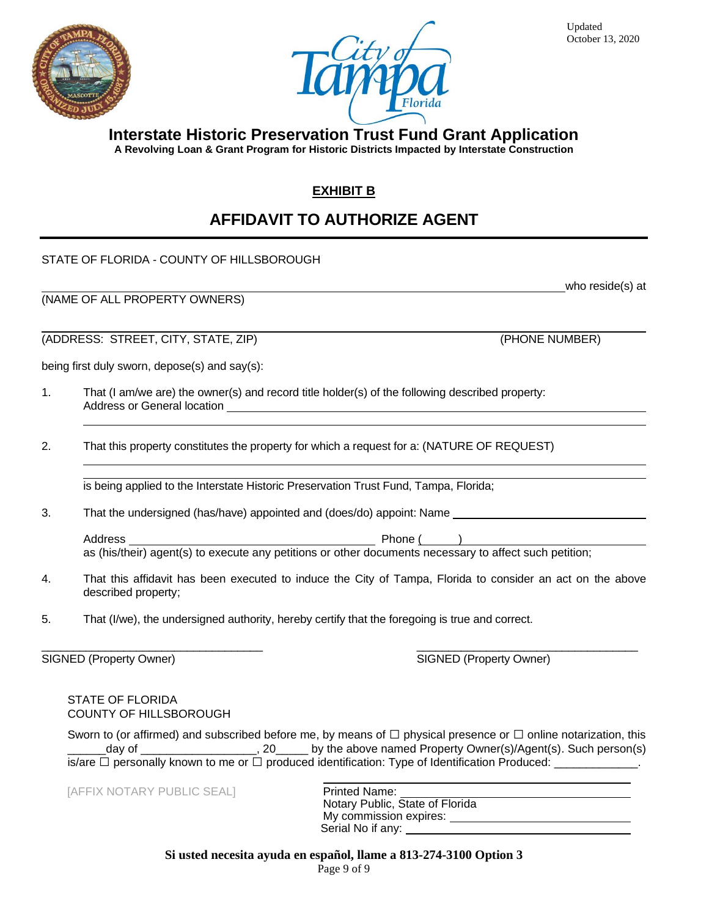Updated October 13, 2020

# Interstate Historic Preservation Trust Fund Grant Application

**A Revolving Loan & Grant Program for Historic Districts Impacted by Interstate Construction**

## EXHIBIT B

## AFFIDAVIT TO AUTHORIZE AGENT

STATE OF FLORIDA - COUNTY OF HILLSBOROUGH

_______________________________________________________________ who reside(s) at
(NAME OF ALL PROPERTY OWNERS)

_______________________________________________________________
(ADDRESS: STREET, CITY, STATE, ZIP) (PHONE NUMBER)

being first duly sworn, depose(s) and say(s):

1. That (I am/we are) the owner(s) and record title holder(s) of the following described property:
   Address or General location _______________________________________________
   _______________________________________________

2. That this property constitutes the property for which a request for a: (NATURE OF REQUEST)
   _______________________________________________
   _______________________________________________
   is being applied to the Interstate Historic Preservation Trust Fund, Tampa, Florida;

3. That the undersigned (has/have) appointed and (does/do) appoint: Name _______________________

   Address _______________________ Phone (______) _______________________
   as (his/their) agent(s) to execute any petitions or other documents necessary to affect such petition;

4. That this affidavit has been executed to induce the City of Tampa, Florida to consider an act on the above described property;

5. That (I/we), the undersigned authority, hereby certify that the foregoing is true and correct.

___________________________________ ___________________________________
SIGNED (Property Owner) SIGNED (Property Owner)

STATE OF FLORIDA
COUNTY OF HILLSBOROUGH

Sworn to (or affirmed) and subscribed before me, by means of ☐ physical presence or ☐ online notarization, this ______day of __________________, 20_____ by the above named Property Owner(s)/Agent(s). Such person(s) is/are ☐ personally known to me or ☐ produced identification: Type of Identification Produced: _____________.

[AFFIX NOTARY PUBLIC SEAL]

_______________________________________________
Printed Name: _______________________________
Notary Public, State of Florida
My commission expires: _______________________
Serial No if any: ____________________________

**Si usted necesita ayuda en español, llame a 813-274-3100 Option 3**